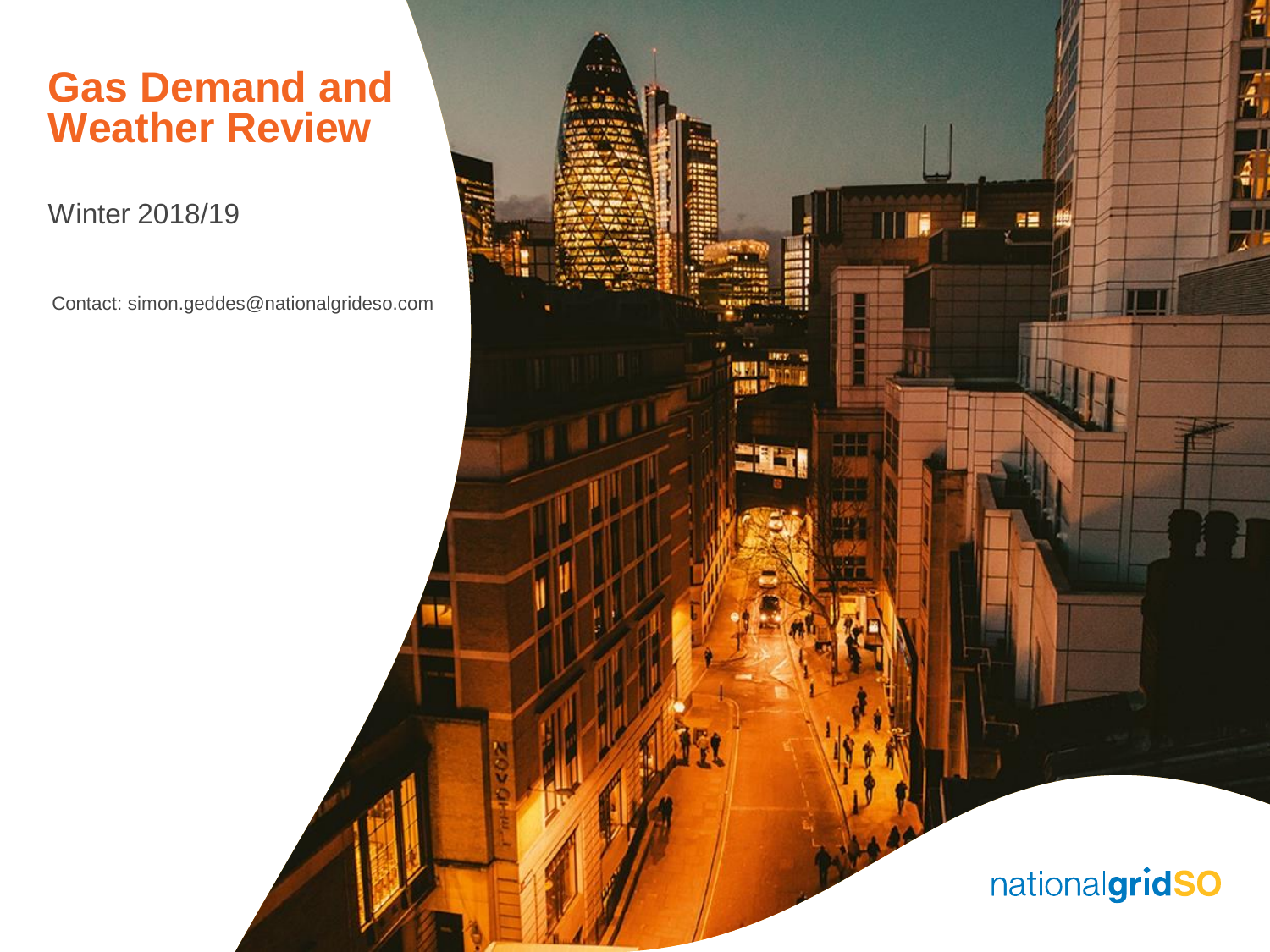# Gas Demand and Weather Review

Winter 2018/19

Contact: simon.geddes@nationalgrideso.com

nationalgridSO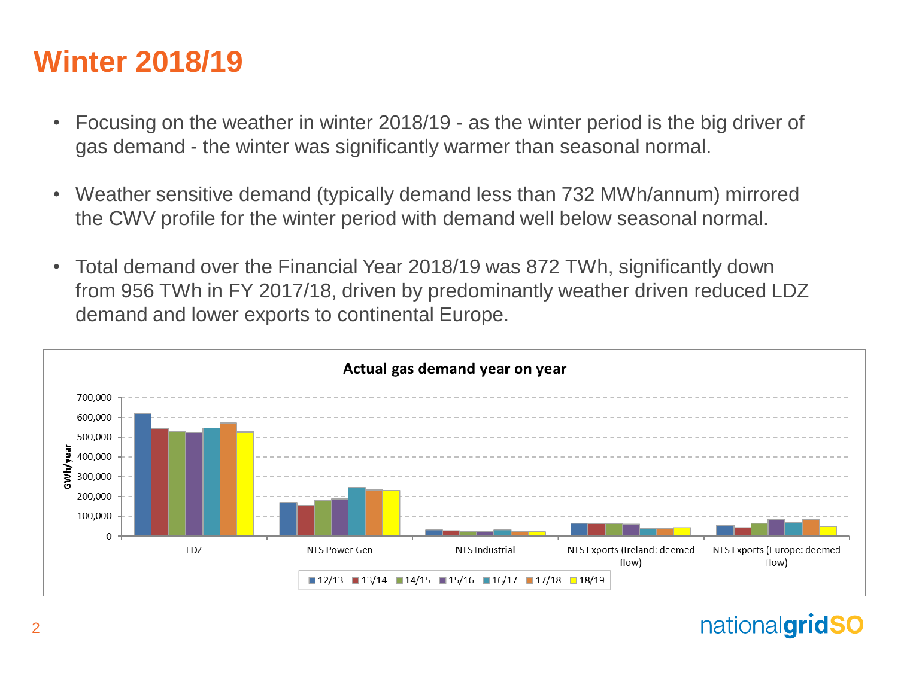# Winter 2018/19

- Focusing on the weather in winter 2018/19 - as the winter period is the big driver of gas demand - the winter was significantly warmer than seasonal normal.
- Weather sensitive demand (typically demand less than 732 MWh/annum) mirrored the CWV profile for the winter period with demand well below seasonal normal.
- Total demand over the Financial Year 2018/19 was 872 TWh, significantly down from 956 TWh in FY 2017/18, driven by predominantly weather driven reduced LDZ demand and lower exports to continental Europe.

**Actual gas demand year on year**

GWh/year; categories: LDZ, NTS Power Gen, NTS Industrial, NTS Exports (Ireland: deemed flow), NTS Exports (Europe: deemed flow); series: 12/13, 13/14, 14/15, 15/16, 16/17, 17/18, 18/19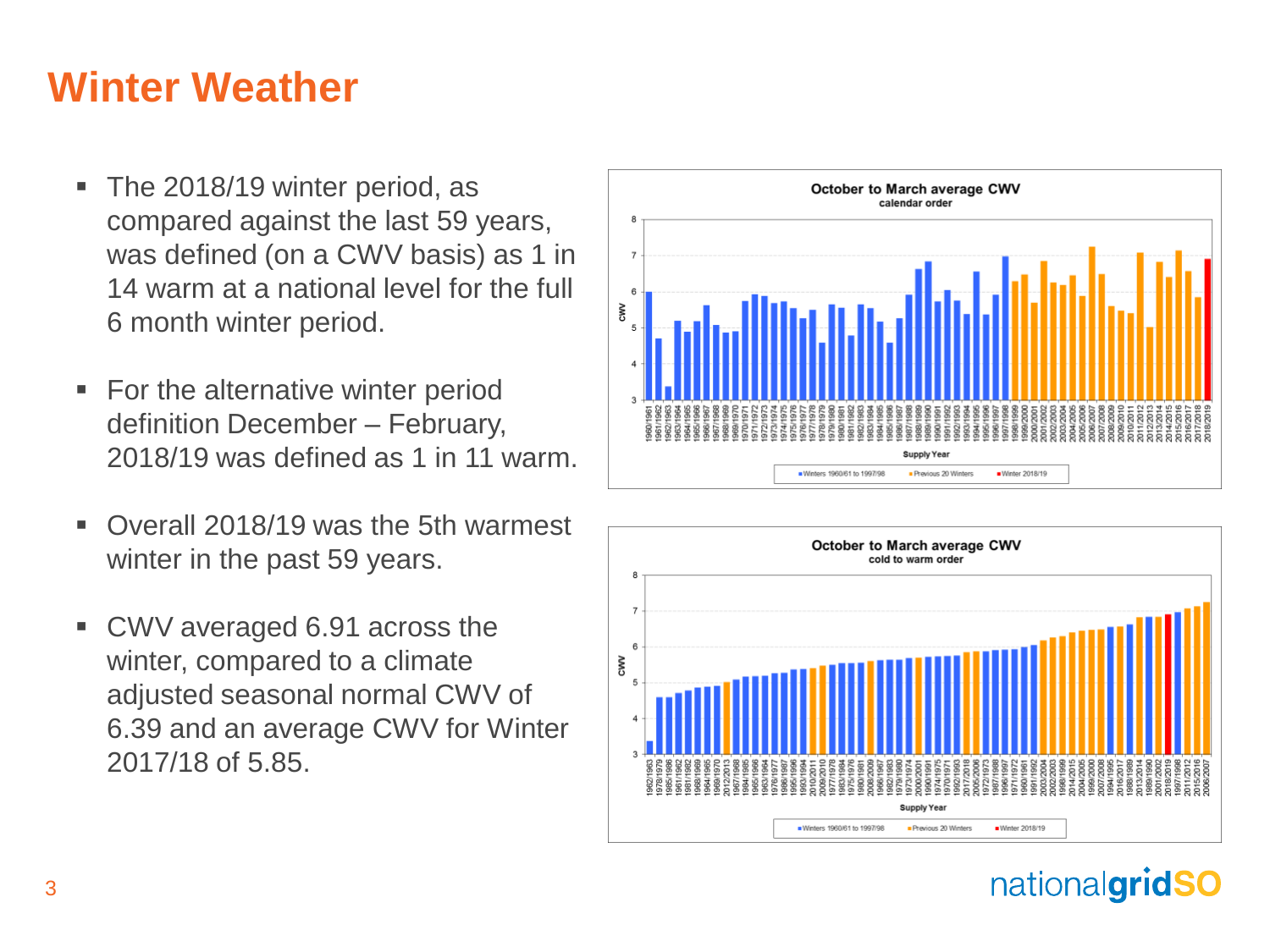# Winter Weather

- The 2018/19 winter period, as compared against the last 59 years, was defined (on a CWV basis) as 1 in 14 warm at a national level for the full 6 month winter period.
- For the alternative winter period definition December – February, 2018/19 was defined as 1 in 11 warm.
- Overall 2018/19 was the 5th warmest winter in the past 59 years.
- CWV averaged 6.91 across the winter, compared to a climate adjusted seasonal normal CWV of 6.39 and an average CWV for Winter 2017/18 of 5.85.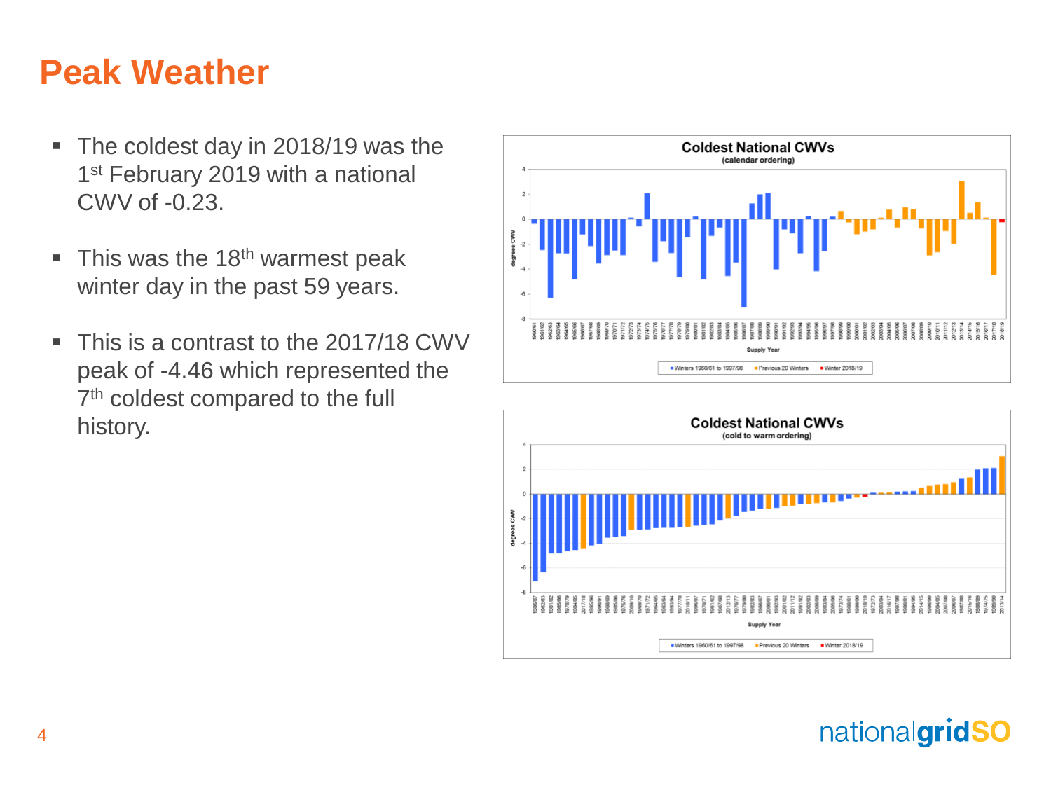# Peak Weather

- The coldest day in 2018/19 was the 1st February 2019 with a national CWV of -0.23.
- This was the 18th warmest peak winter day in the past 59 years.
- This is a contrast to the 2017/18 CWV peak of -4.46 which represented the 7th coldest compared to the full history.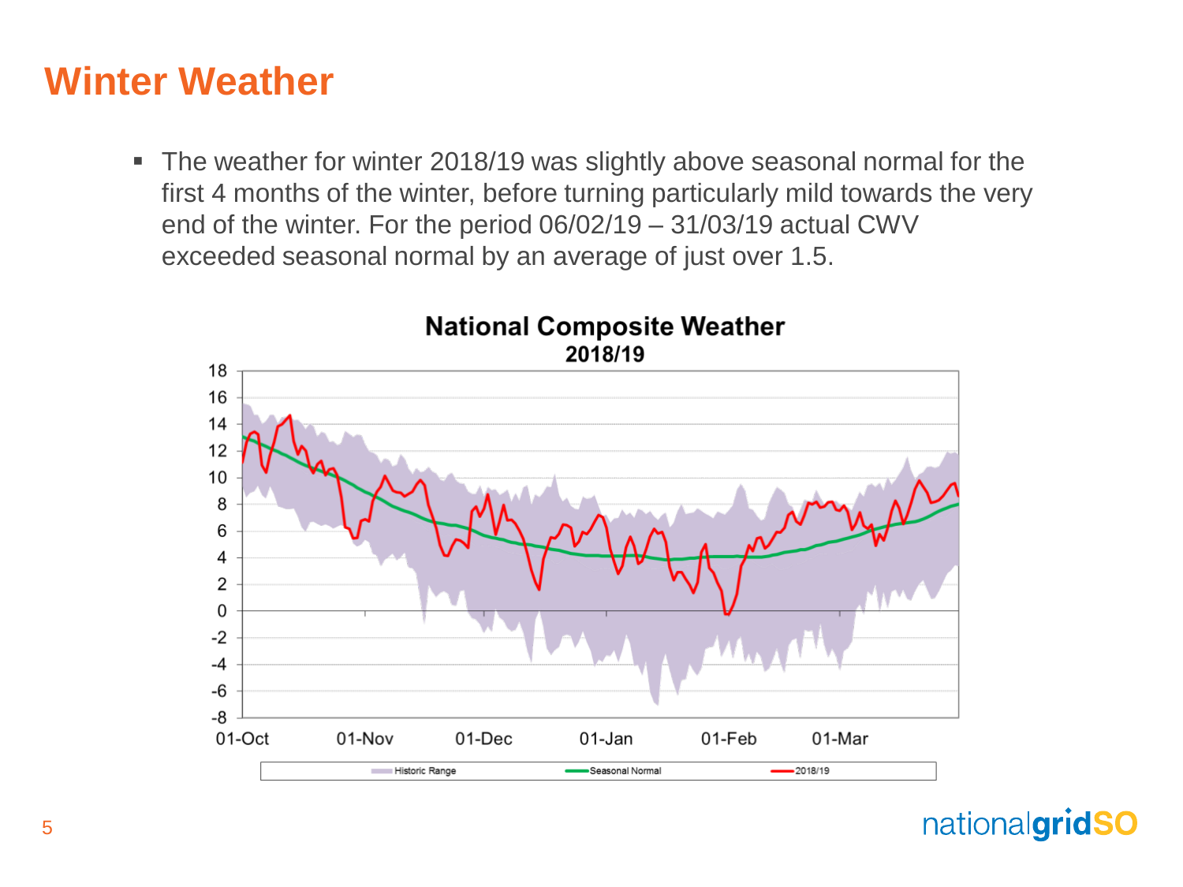# Winter Weather

- The weather for winter 2018/19 was slightly above seasonal normal for the first 4 months of the winter, before turning particularly mild towards the very end of the winter. For the period 06/02/19 – 31/03/19 actual CWV exceeded seasonal normal by an average of just over 1.5.

**National Composite Weather**
**2018/19**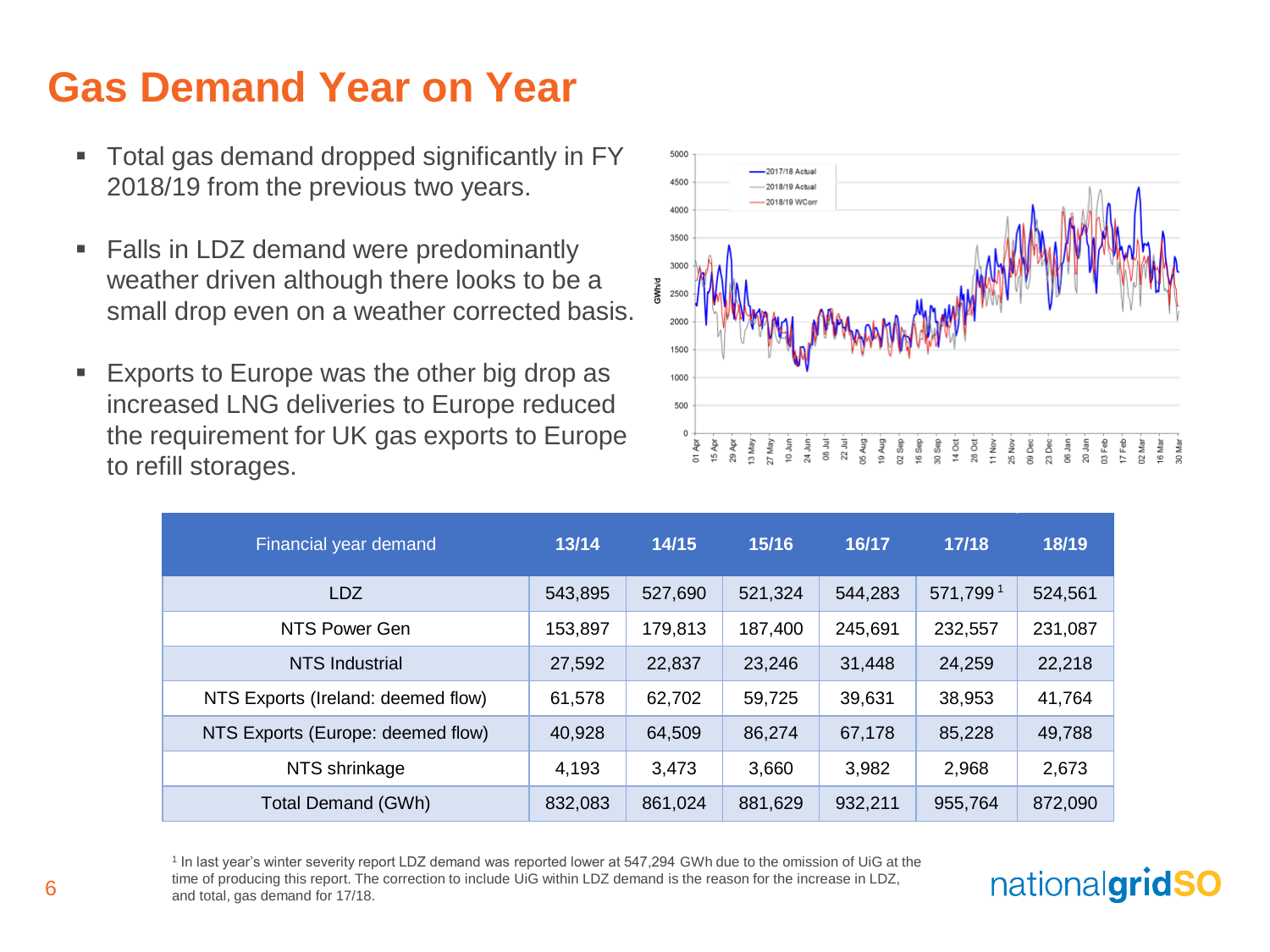# Gas Demand Year on Year

- Total gas demand dropped significantly in FY 2018/19 from the previous two years.
- Falls in LDZ demand were predominantly weather driven although there looks to be a small drop even on a weather corrected basis.
- Exports to Europe was the other big drop as increased LNG deliveries to Europe reduced the requirement for UK gas exports to Europe to refill storages.

2017/18 Actual
2018/19 Actual
2018/19 WCorr

GWh/d

5000
4500
4000
3500
3000
2500
2000
1500
1000
500
0

01 Apr, 15 Apr, 29 Apr, 13 May, 27 May, 10 Jun, 24 Jun, 08 Jul, 22 Jul, 05 Aug, 19 Aug, 02 Sep, 16 Sep, 30 Sep, 14 Oct, 28 Oct, 11 Nov, 25 Nov, 09 Dec, 23 Dec, 06 Jan, 20 Jan, 03 Feb, 17 Feb, 02 Mar, 16 Mar, 30 Mar

| Financial year demand | 13/14 | 14/15 | 15/16 | 16/17 | 17/18 | 18/19 |
|---|---|---|---|---|---|---|
| LDZ | 543,895 | 527,690 | 521,324 | 544,283 | 571,799[1] | 524,561 |
| NTS Power Gen | 153,897 | 179,813 | 187,400 | 245,691 | 232,557 | 231,087 |
| NTS Industrial | 27,592 | 22,837 | 23,246 | 31,448 | 24,259 | 22,218 |
| NTS Exports (Ireland: deemed flow) | 61,578 | 62,702 | 59,725 | 39,631 | 38,953 | 41,764 |
| NTS Exports (Europe: deemed flow) | 40,928 | 64,509 | 86,274 | 67,178 | 85,228 | 49,788 |
| NTS shrinkage | 4,193 | 3,473 | 3,660 | 3,982 | 2,968 | 2,673 |
| Total Demand (GWh) | 832,083 | 861,024 | 881,629 | 932,211 | 955,764 | 872,090 |

[1] In last year's winter severity report LDZ demand was reported lower at 547,294 GWh due to the omission of UiG at the time of producing this report. The correction to include UiG within LDZ demand is the reason for the increase in LDZ, and total, gas demand for 17/18.